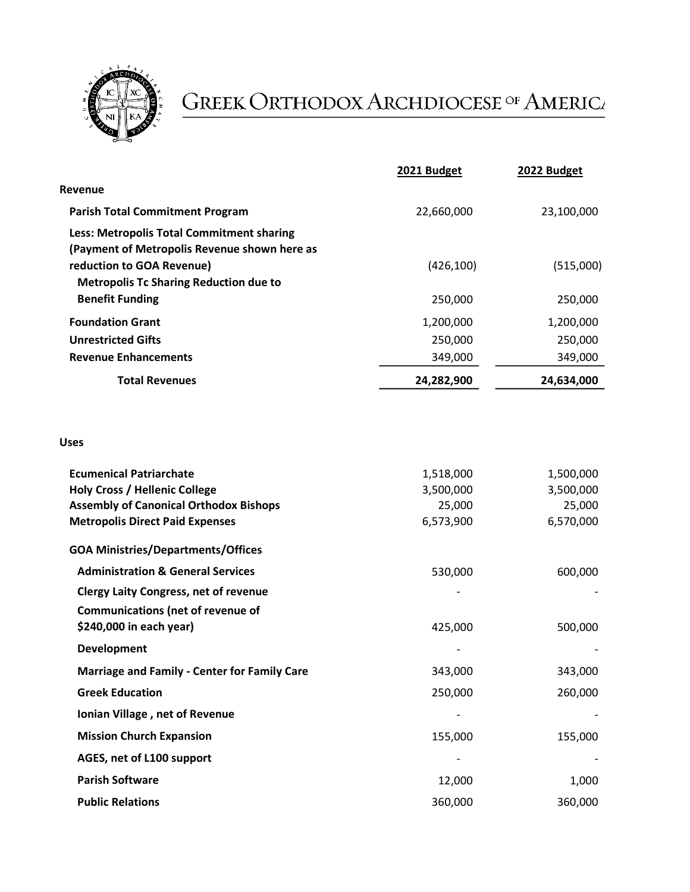# Greek Orthodox Archdiocese of America

| | 2021 Budget | 2022 Budget |
|---|---|---|
| **Revenue** | | |
| **Parish Total Commitment Program** | 22,660,000 | 23,100,000 |
| **Less: Metropolis Total Commitment sharing (Payment of Metropolis Revenue shown here as reduction to GOA Revenue)** | (426,100) | (515,000) |
| **Metropolis Tc Sharing Reduction due to Benefit Funding** | 250,000 | 250,000 |
| **Foundation Grant** | 1,200,000 | 1,200,000 |
| **Unrestricted Gifts** | 250,000 | 250,000 |
| **Revenue Enhancements** | 349,000 | 349,000 |
| **Total Revenues** | **24,282,900** | **24,634,000** |
| **Uses** | | |
| **Ecumenical Patriarchate** | 1,518,000 | 1,500,000 |
| **Holy Cross / Hellenic College** | 3,500,000 | 3,500,000 |
| **Assembly of Canonical Orthodox Bishops** | 25,000 | 25,000 |
| **Metropolis Direct Paid Expenses** | 6,573,900 | 6,570,000 |
| **GOA Ministries/Departments/Offices** | | |
| **Administration & General Services** | 530,000 | 600,000 |
| **Clergy Laity Congress, net of revenue** | - | - |
| **Communications (net of revenue of $240,000 in each year)** | 425,000 | 500,000 |
| **Development** | - | - |
| **Marriage and Family - Center for Family Care** | 343,000 | 343,000 |
| **Greek Education** | 250,000 | 260,000 |
| **Ionian Village , net of Revenue** | - | - |
| **Mission Church Expansion** | 155,000 | 155,000 |
| **AGES, net of L100 support** | - | - |
| **Parish Software** | 12,000 | 1,000 |
| **Public Relations** | 360,000 | 360,000 |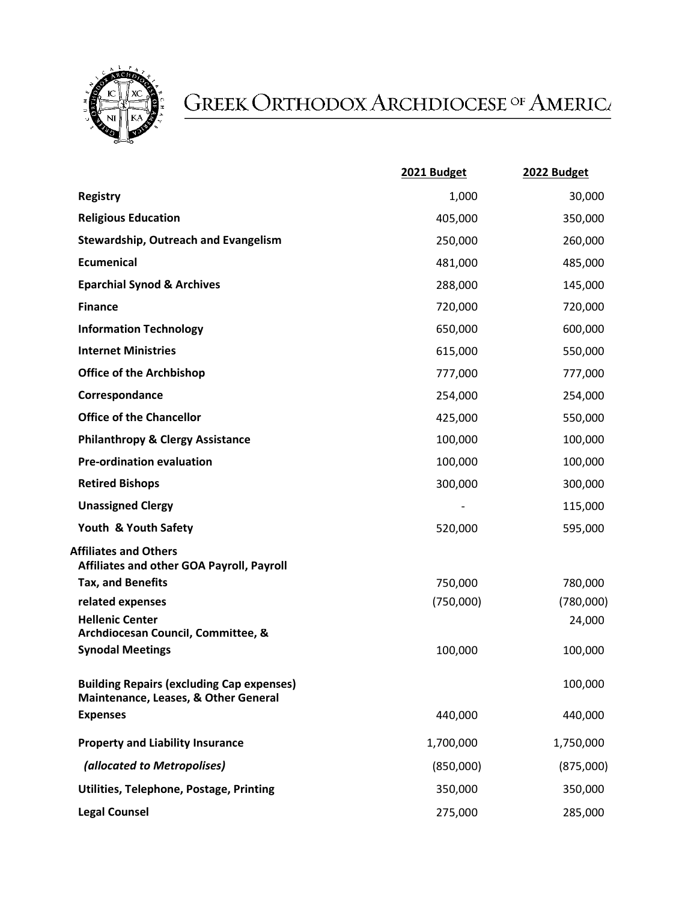# Greek Orthodox Archdiocese of America

| | 2021 Budget | 2022 Budget |
|---|---|---|
| **Registry** | 1,000 | 30,000 |
| **Religious Education** | 405,000 | 350,000 |
| **Stewardship, Outreach and Evangelism** | 250,000 | 260,000 |
| **Ecumenical** | 481,000 | 485,000 |
| **Eparchial Synod & Archives** | 288,000 | 145,000 |
| **Finance** | 720,000 | 720,000 |
| **Information Technology** | 650,000 | 600,000 |
| **Internet Ministries** | 615,000 | 550,000 |
| **Office of the Archbishop** | 777,000 | 777,000 |
| **Correspondance** | 254,000 | 254,000 |
| **Office of the Chancellor** | 425,000 | 550,000 |
| **Philanthropy & Clergy Assistance** | 100,000 | 100,000 |
| **Pre-ordination evaluation** | 100,000 | 100,000 |
| **Retired Bishops** | 300,000 | 300,000 |
| **Unassigned Clergy** | - | 115,000 |
| **Youth & Youth Safety** | 520,000 | 595,000 |
| **Affiliates and Others** | | |
| **Affiliates and other GOA Payroll, Payroll Tax, and Benefits** | 750,000 | 780,000 |
| **related expenses** | (750,000) | (780,000) |
| **Hellenic Center** | | 24,000 |
| **Archdiocesan Council, Committee, & Synodal Meetings** | 100,000 | 100,000 |
| **Building Repairs (excluding Cap expenses)** | | 100,000 |
| **Maintenance, Leases, & Other General Expenses** | 440,000 | 440,000 |
| **Property and Liability Insurance** | 1,700,000 | 1,750,000 |
| ***(allocated to Metropolises)*** | (850,000) | (875,000) |
| **Utilities, Telephone, Postage, Printing** | 350,000 | 350,000 |
| **Legal Counsel** | 275,000 | 285,000 |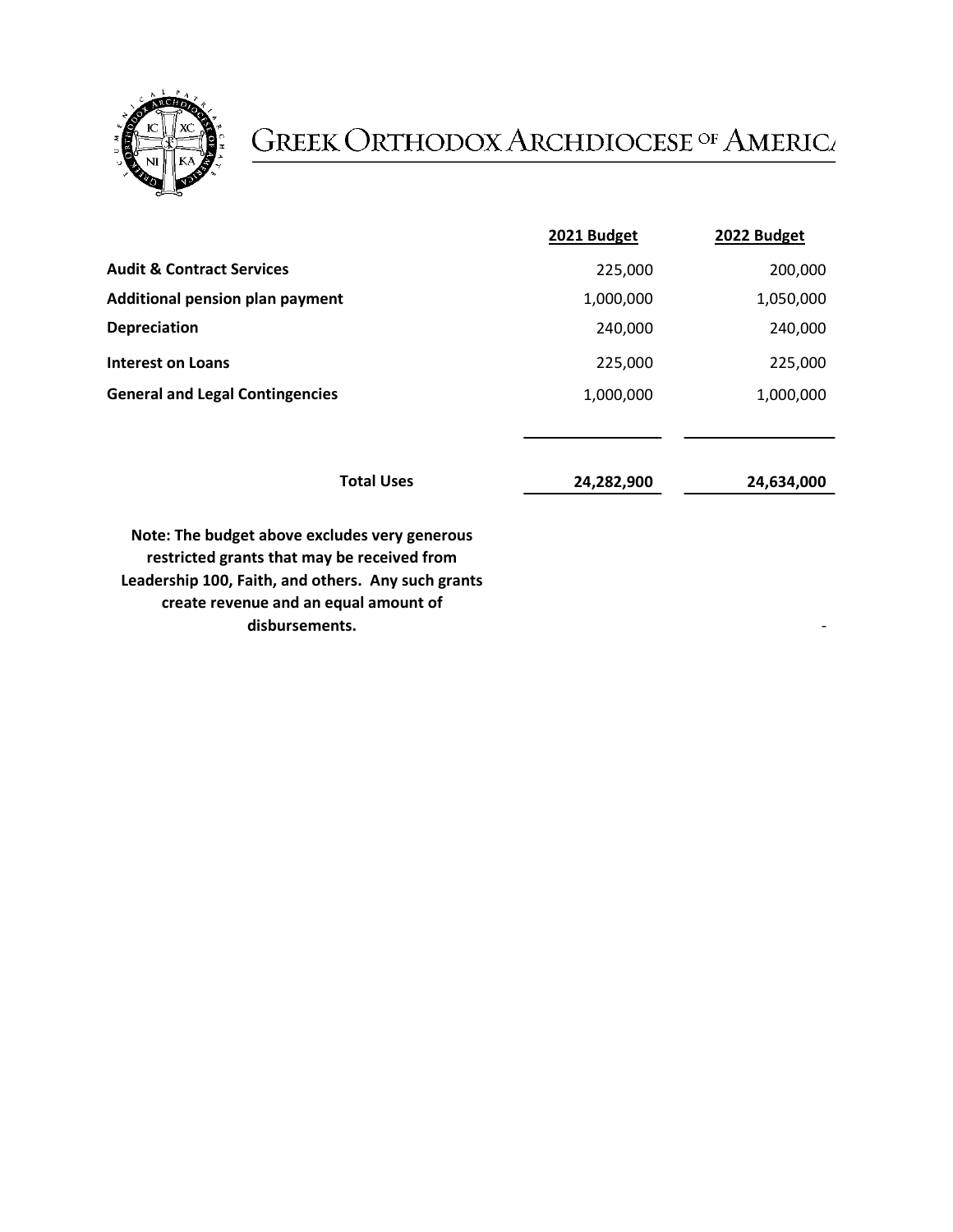# GREEK ORTHODOX ARCHDIOCESE OF AMERICA

| | 2021 Budget | 2022 Budget |
| --- | --- | --- |
| **Audit & Contract Services** | 225,000 | 200,000 |
| **Additional pension plan payment** | 1,000,000 | 1,050,000 |
| **Depreciation** | 240,000 | 240,000 |
| **Interest on Loans** | 225,000 | 225,000 |
| **General and Legal Contingencies** | 1,000,000 | 1,000,000 |
| **Total Uses** | **24,282,900** | **24,634,000** |

**Note: The budget above excludes very generous restricted grants that may be received from Leadership 100, Faith, and others. Any such grants create revenue and an equal amount of disbursements.** -